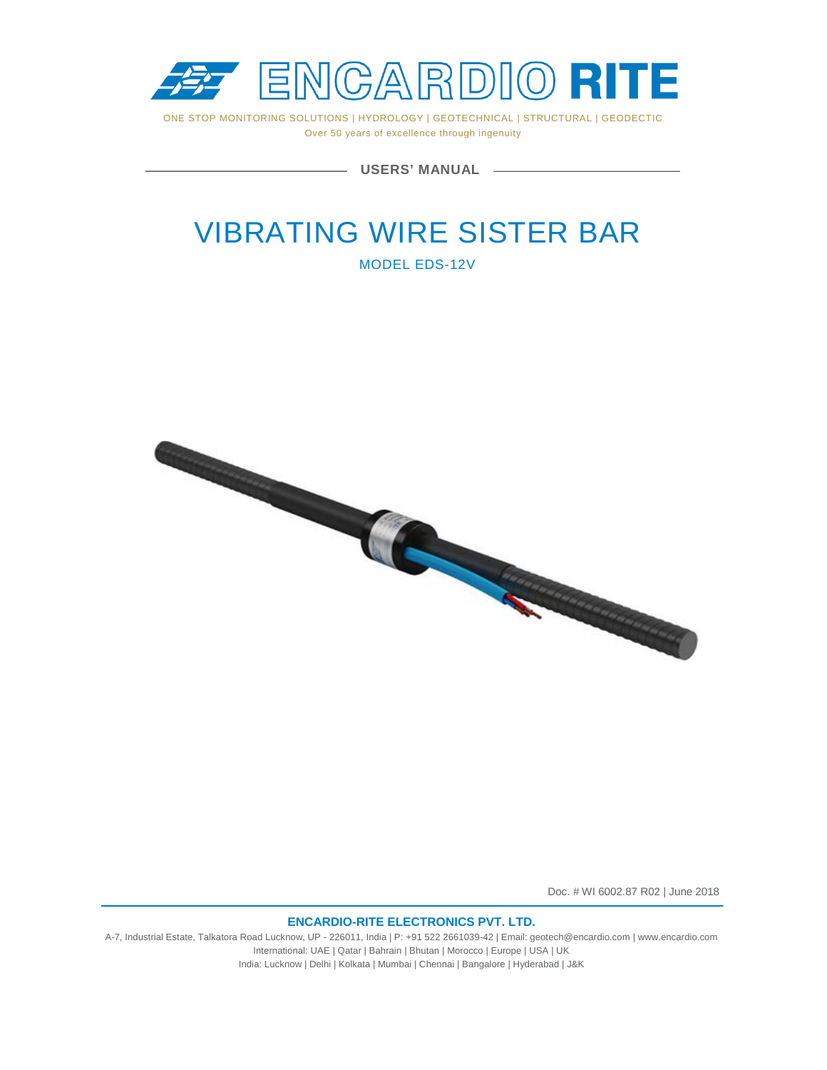# ENCARDIO RITE

ONE STOP MONITORING SOLUTIONS | HYDROLOGY | GEOTECHNICAL | STRUCTURAL | GEODECTIC

Over 50 years of excellence through ingenuity

**USERS' MANUAL**

# VIBRATING WIRE SISTER BAR

## MODEL EDS-12V

Doc. # WI 6002.87 R02 | June 2018

**ENCARDIO-RITE ELECTRONICS PVT. LTD.**

A-7, Industrial Estate, Talkatora Road Lucknow, UP - 226011, India | P: +91 522 2661039-42 | Email: geotech@encardio.com | www.encardio.com

International: UAE | Qatar | Bahrain | Bhutan | Morocco | Europe | USA | UK

India: Lucknow | Delhi | Kolkata | Mumbai | Chennai | Bangalore | Hyderabad | J&K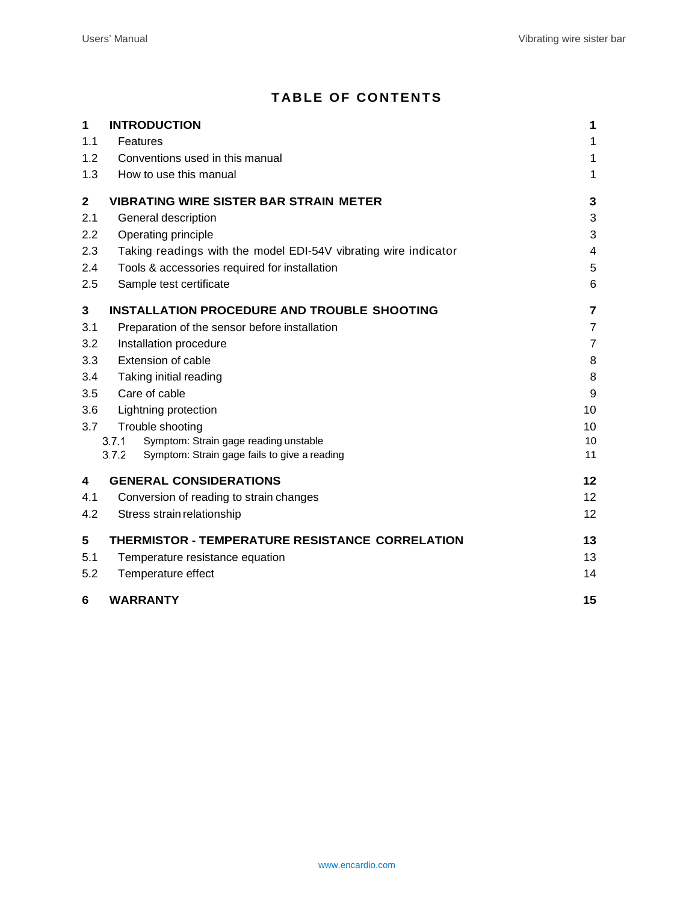# TABLE OF CONTENTS

| | | |
|---|---|---|
| **1** | **INTRODUCTION** | **1** |
| 1.1 | Features | 1 |
| 1.2 | Conventions used in this manual | 1 |
| 1.3 | How to use this manual | 1 |
| **2** | **VIBRATING WIRE SISTER BAR STRAIN METER** | **3** |
| 2.1 | General description | 3 |
| 2.2 | Operating principle | 3 |
| 2.3 | Taking readings with the model EDI-54V vibrating wire indicator | 4 |
| 2.4 | Tools & accessories required for installation | 5 |
| 2.5 | Sample test certificate | 6 |
| **3** | **INSTALLATION PROCEDURE AND TROUBLE SHOOTING** | **7** |
| 3.1 | Preparation of the sensor before installation | 7 |
| 3.2 | Installation procedure | 7 |
| 3.3 | Extension of cable | 8 |
| 3.4 | Taking initial reading | 8 |
| 3.5 | Care of cable | 9 |
| 3.6 | Lightning protection | 10 |
| 3.7 | Trouble shooting | 10 |
| 3.7.1 | Symptom: Strain gage reading unstable | 10 |
| 3.7.2 | Symptom: Strain gage fails to give a reading | 11 |
| **4** | **GENERAL CONSIDERATIONS** | **12** |
| 4.1 | Conversion of reading to strain changes | 12 |
| 4.2 | Stress strain relationship | 12 |
| **5** | **THERMISTOR - TEMPERATURE RESISTANCE CORRELATION** | **13** |
| 5.1 | Temperature resistance equation | 13 |
| 5.2 | Temperature effect | 14 |
| **6** | **WARRANTY** | **15** |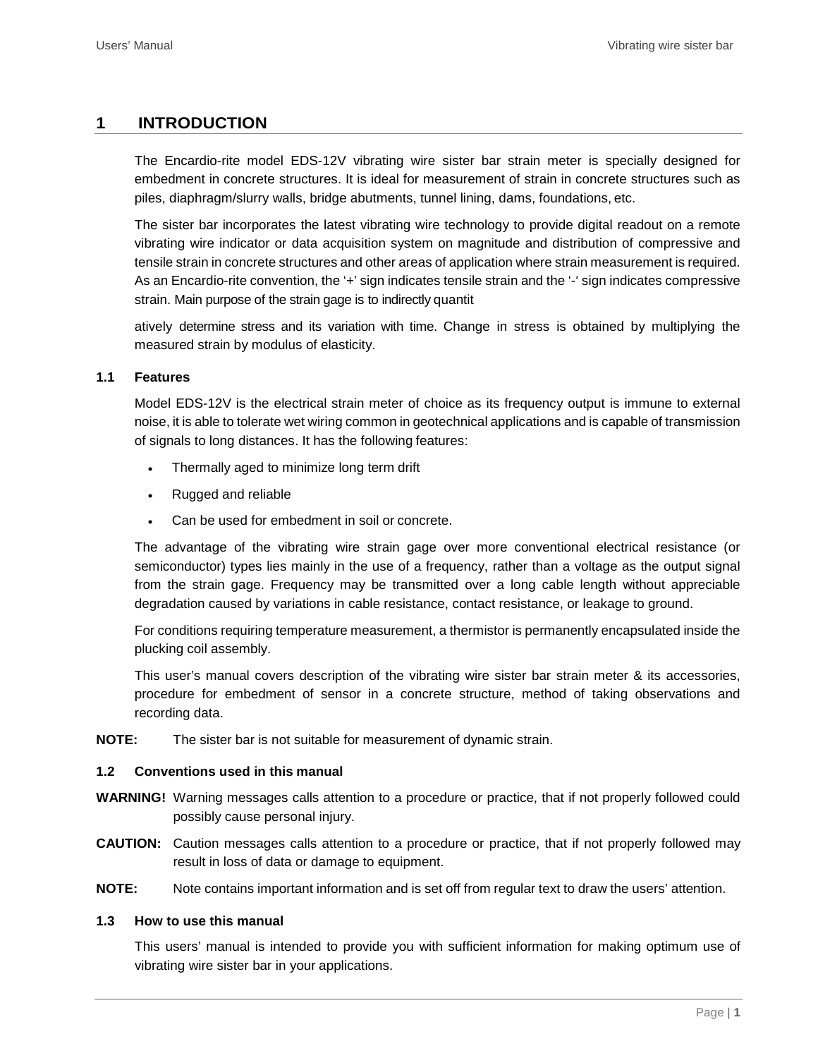# 1 INTRODUCTION

The Encardio-rite model EDS-12V vibrating wire sister bar strain meter is specially designed for embedment in concrete structures. It is ideal for measurement of strain in concrete structures such as piles, diaphragm/slurry walls, bridge abutments, tunnel lining, dams, foundations, etc.

The sister bar incorporates the latest vibrating wire technology to provide digital readout on a remote vibrating wire indicator or data acquisition system on magnitude and distribution of compressive and tensile strain in concrete structures and other areas of application where strain measurement is required. As an Encardio-rite convention, the '+' sign indicates tensile strain and the '-' sign indicates compressive strain. Main purpose of the strain gage is to indirectly quantit

atively determine stress and its variation with time. Change in stress is obtained by multiplying the measured strain by modulus of elasticity.

## 1.1 Features

Model EDS-12V is the electrical strain meter of choice as its frequency output is immune to external noise, it is able to tolerate wet wiring common in geotechnical applications and is capable of transmission of signals to long distances. It has the following features:

- Thermally aged to minimize long term drift
- Rugged and reliable
- Can be used for embedment in soil or concrete.

The advantage of the vibrating wire strain gage over more conventional electrical resistance (or semiconductor) types lies mainly in the use of a frequency, rather than a voltage as the output signal from the strain gage. Frequency may be transmitted over a long cable length without appreciable degradation caused by variations in cable resistance, contact resistance, or leakage to ground.

For conditions requiring temperature measurement, a thermistor is permanently encapsulated inside the plucking coil assembly.

This user's manual covers description of the vibrating wire sister bar strain meter & its accessories, procedure for embedment of sensor in a concrete structure, method of taking observations and recording data.

**NOTE:** The sister bar is not suitable for measurement of dynamic strain.

## 1.2 Conventions used in this manual

**WARNING!** Warning messages calls attention to a procedure or practice, that if not properly followed could possibly cause personal injury.

**CAUTION:** Caution messages calls attention to a procedure or practice, that if not properly followed may result in loss of data or damage to equipment.

**NOTE:** Note contains important information and is set off from regular text to draw the users' attention.

## 1.3 How to use this manual

This users' manual is intended to provide you with sufficient information for making optimum use of vibrating wire sister bar in your applications.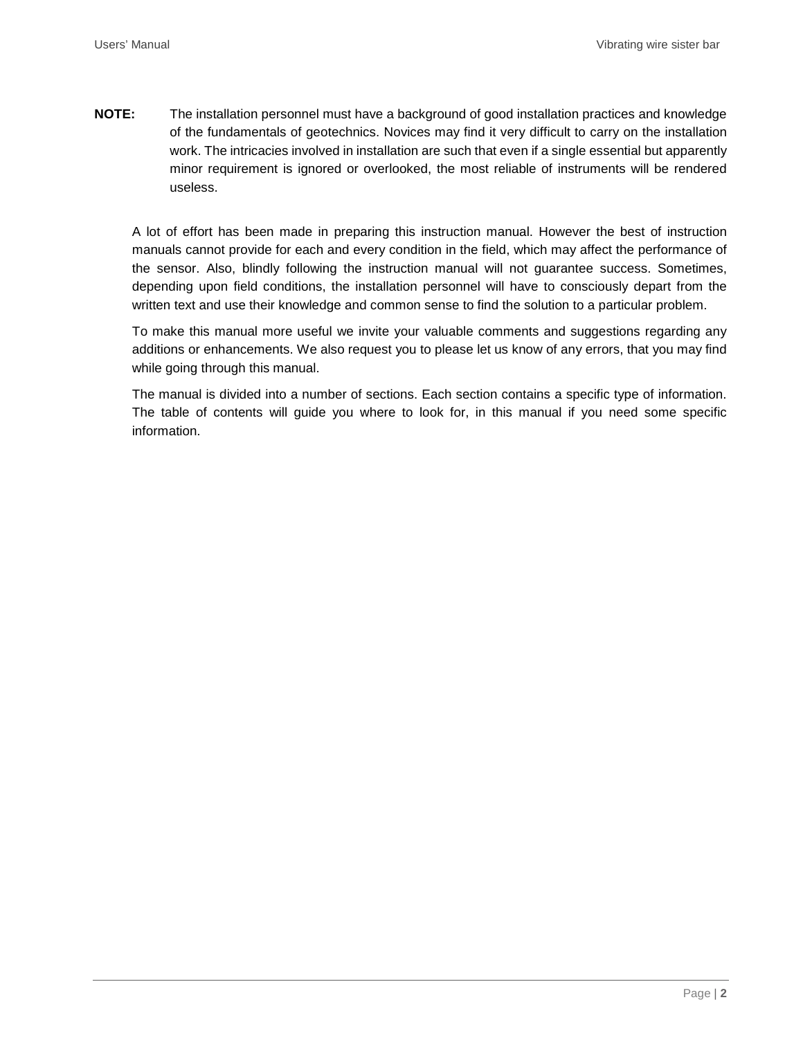**NOTE:** The installation personnel must have a background of good installation practices and knowledge of the fundamentals of geotechnics. Novices may find it very difficult to carry on the installation work. The intricacies involved in installation are such that even if a single essential but apparently minor requirement is ignored or overlooked, the most reliable of instruments will be rendered useless.

A lot of effort has been made in preparing this instruction manual. However the best of instruction manuals cannot provide for each and every condition in the field, which may affect the performance of the sensor. Also, blindly following the instruction manual will not guarantee success. Sometimes, depending upon field conditions, the installation personnel will have to consciously depart from the written text and use their knowledge and common sense to find the solution to a particular problem.

To make this manual more useful we invite your valuable comments and suggestions regarding any additions or enhancements. We also request you to please let us know of any errors, that you may find while going through this manual.

The manual is divided into a number of sections. Each section contains a specific type of information. The table of contents will guide you where to look for, in this manual if you need some specific information.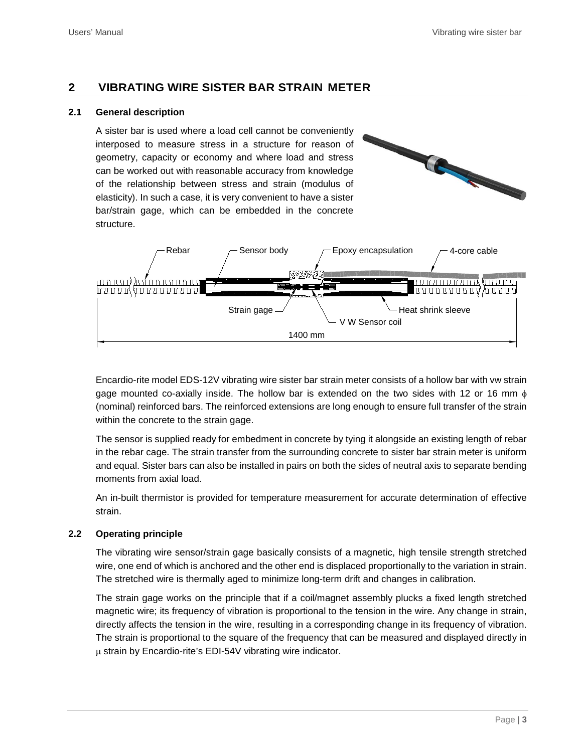## 2 VIBRATING WIRE SISTER BAR STRAIN METER

### 2.1 General description

A sister bar is used where a load cell cannot be conveniently interposed to measure stress in a structure for reason of geometry, capacity or economy and where load and stress can be worked out with reasonable accuracy from knowledge of the relationship between stress and strain (modulus of elasticity). In such a case, it is very convenient to have a sister bar/strain gage, which can be embedded in the concrete structure.

Encardio-rite model EDS-12V vibrating wire sister bar strain meter consists of a hollow bar with vw strain gage mounted co-axially inside. The hollow bar is extended on the two sides with 12 or 16 mm $\phi$ (nominal) reinforced bars. The reinforced extensions are long enough to ensure full transfer of the strain within the concrete to the strain gage.

The sensor is supplied ready for embedment in concrete by tying it alongside an existing length of rebar in the rebar cage. The strain transfer from the surrounding concrete to sister bar strain meter is uniform and equal. Sister bars can also be installed in pairs on both the sides of neutral axis to separate bending moments from axial load.

An in-built thermistor is provided for temperature measurement for accurate determination of effective strain.

### 2.2 Operating principle

The vibrating wire sensor/strain gage basically consists of a magnetic, high tensile strength stretched wire, one end of which is anchored and the other end is displaced proportionally to the variation in strain. The stretched wire is thermally aged to minimize long-term drift and changes in calibration.

The strain gage works on the principle that if a coil/magnet assembly plucks a fixed length stretched magnetic wire; its frequency of vibration is proportional to the tension in the wire. Any change in strain, directly affects the tension in the wire, resulting in a corresponding change in its frequency of vibration. The strain is proportional to the square of the frequency that can be measured and displayed directly in $\mu$ strain by Encardio-rite's EDI-54V vibrating wire indicator.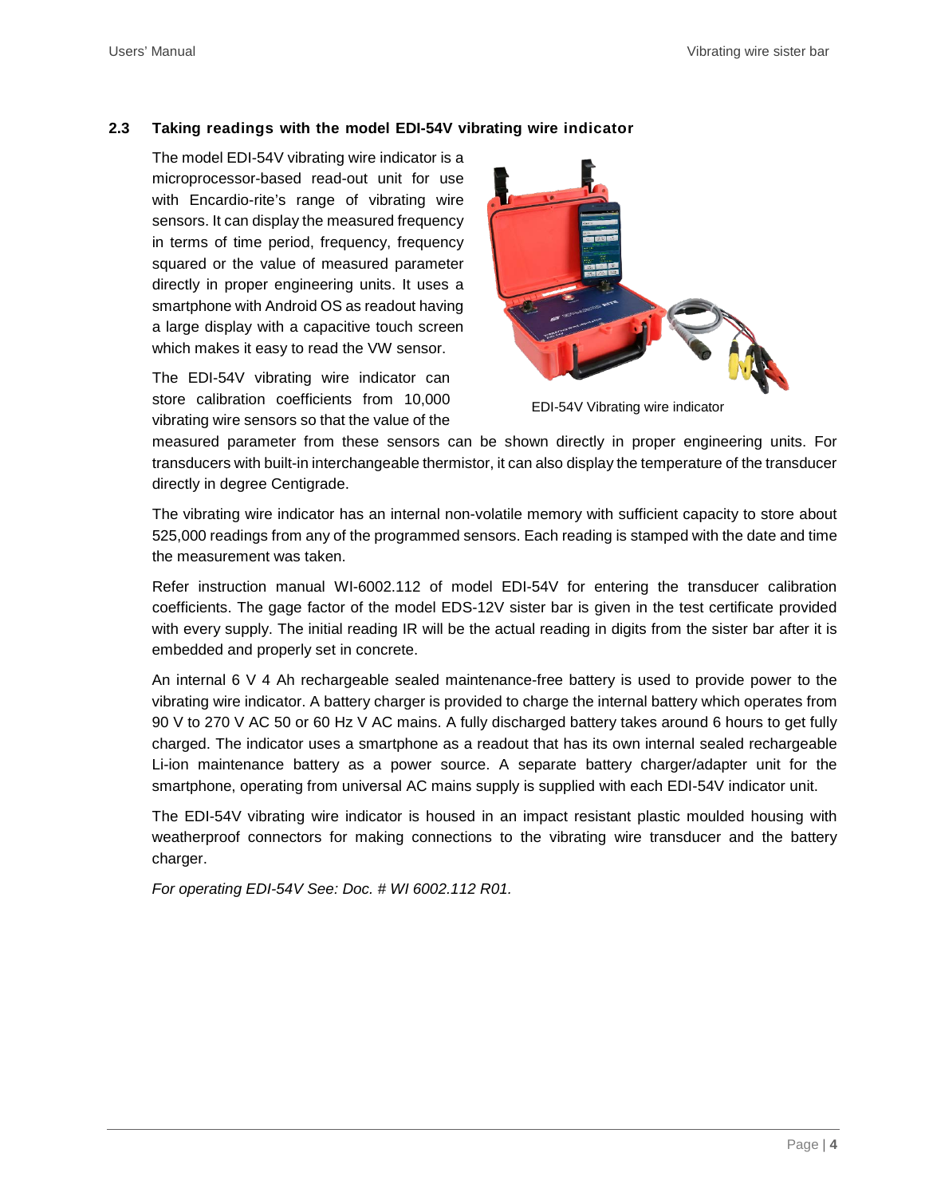## 2.3 Taking readings with the model EDI-54V vibrating wire indicator

The model EDI-54V vibrating wire indicator is a microprocessor-based read-out unit for use with Encardio-rite's range of vibrating wire sensors. It can display the measured frequency in terms of time period, frequency, frequency squared or the value of measured parameter directly in proper engineering units. It uses a smartphone with Android OS as readout having a large display with a capacitive touch screen which makes it easy to read the VW sensor.

EDI-54V Vibrating wire indicator

The EDI-54V vibrating wire indicator can store calibration coefficients from 10,000 vibrating wire sensors so that the value of the measured parameter from these sensors can be shown directly in proper engineering units. For transducers with built-in interchangeable thermistor, it can also display the temperature of the transducer directly in degree Centigrade.

The vibrating wire indicator has an internal non-volatile memory with sufficient capacity to store about 525,000 readings from any of the programmed sensors. Each reading is stamped with the date and time the measurement was taken.

Refer instruction manual WI-6002.112 of model EDI-54V for entering the transducer calibration coefficients. The gage factor of the model EDS-12V sister bar is given in the test certificate provided with every supply. The initial reading IR will be the actual reading in digits from the sister bar after it is embedded and properly set in concrete.

An internal 6 V 4 Ah rechargeable sealed maintenance-free battery is used to provide power to the vibrating wire indicator. A battery charger is provided to charge the internal battery which operates from 90 V to 270 V AC 50 or 60 Hz V AC mains. A fully discharged battery takes around 6 hours to get fully charged. The indicator uses a smartphone as a readout that has its own internal sealed rechargeable Li-ion maintenance battery as a power source. A separate battery charger/adapter unit for the smartphone, operating from universal AC mains supply is supplied with each EDI-54V indicator unit.

The EDI-54V vibrating wire indicator is housed in an impact resistant plastic moulded housing with weatherproof connectors for making connections to the vibrating wire transducer and the battery charger.

*For operating EDI-54V See: Doc. # WI 6002.112 R01.*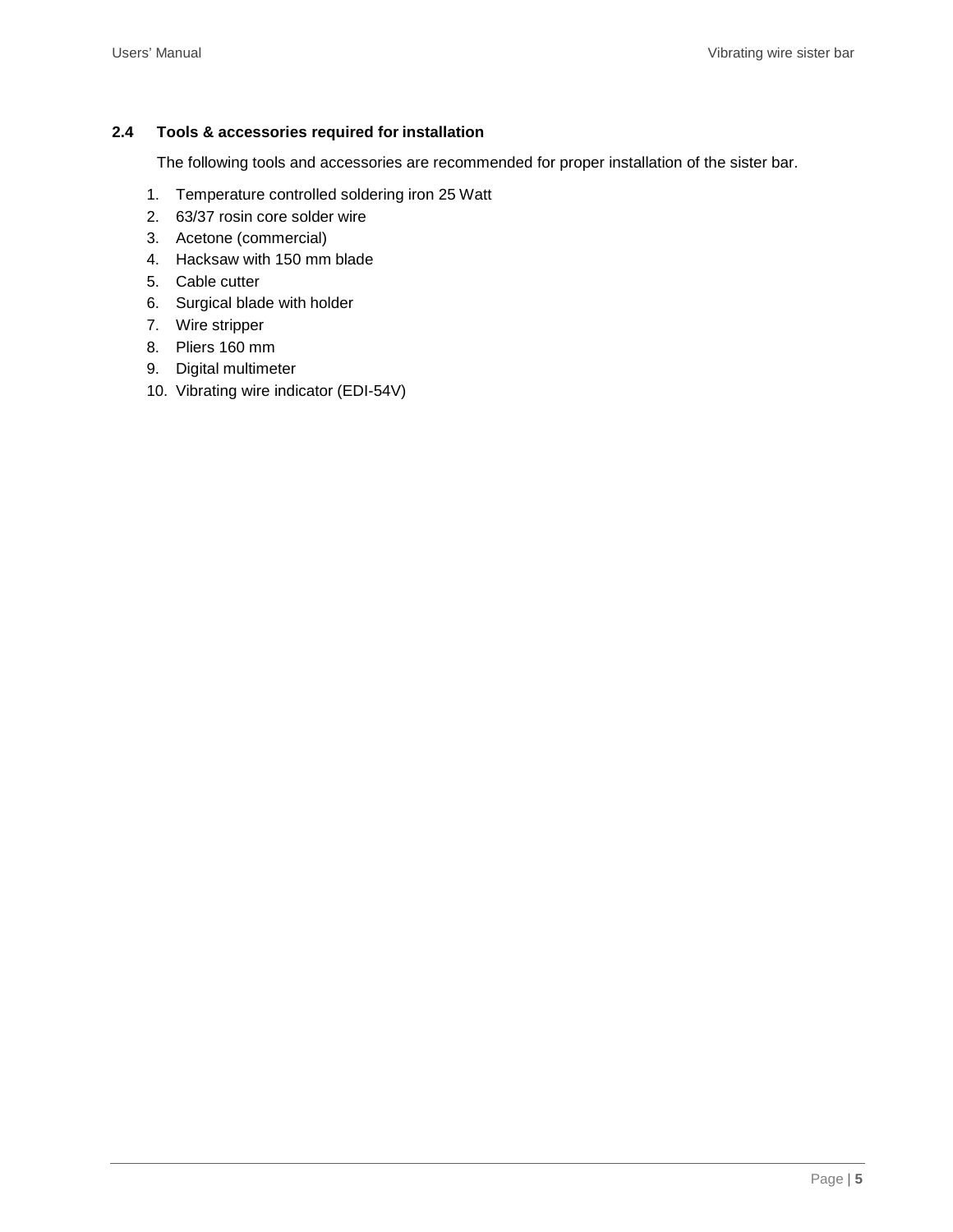## 2.4 Tools & accessories required for installation

The following tools and accessories are recommended for proper installation of the sister bar.

1. Temperature controlled soldering iron 25 Watt
2. 63/37 rosin core solder wire
3. Acetone (commercial)
4. Hacksaw with 150 mm blade
5. Cable cutter
6. Surgical blade with holder
7. Wire stripper
8. Pliers 160 mm
9. Digital multimeter
10. Vibrating wire indicator (EDI-54V)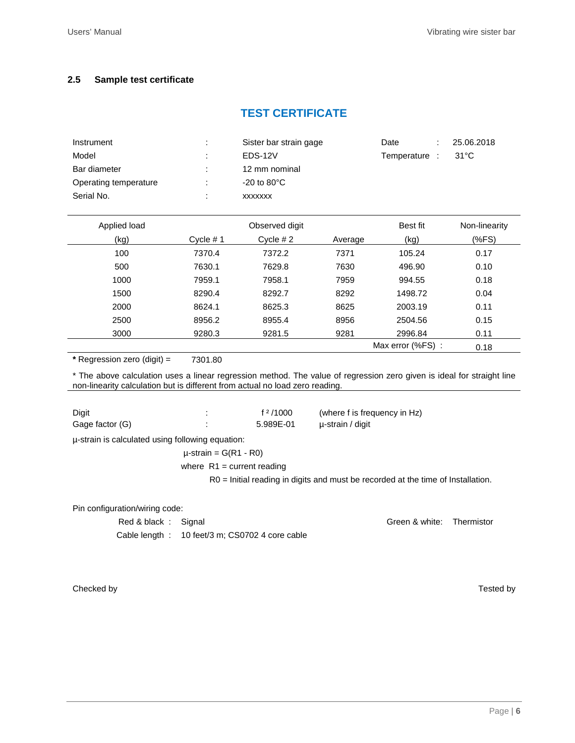## 2.5 Sample test certificate

### TEST CERTIFICATE

| | | | | |
|---|---|---|---|---|
| Instrument | : | Sister bar strain gage | Date : | 25.06.2018 |
| Model | : | EDS-12V | Temperature : | 31°C |
| Bar diameter | : | 12 mm nominal | | |
| Operating temperature | : | -20 to 80°C | | |
| Serial No. | : | xxxxxxx | | |

| Applied load (kg) | Observed digit Cycle # 1 | Cycle # 2 | Average | Best fit (kg) | Non-linearity (%FS) |
|---|---|---|---|---|---|
| 100 | 7370.4 | 7372.2 | 7371 | 105.24 | 0.17 |
| 500 | 7630.1 | 7629.8 | 7630 | 496.90 | 0.10 |
| 1000 | 7959.1 | 7958.1 | 7959 | 994.55 | 0.18 |
| 1500 | 8290.4 | 8292.7 | 8292 | 1498.72 | 0.04 |
| 2000 | 8624.1 | 8625.3 | 8625 | 2003.19 | 0.11 |
| 2500 | 8956.2 | 8955.4 | 8956 | 2504.56 | 0.15 |
| 3000 | 9280.3 | 9281.5 | 9281 | 2996.84 | 0.11 |
| | | | | Max error (%FS) : | 0.18 |

**\*** Regression zero (digit) = 7301.80

\* The above calculation uses a linear regression method. The value of regression zero given is ideal for straight line non-linearity calculation but is different from actual no load zero reading.

| | | | |
|---|---|---|---|
| Digit | : | $f^2/1000$ | (where f is frequency in Hz) |
| Gage factor (G) | : | 5.989E-01 | μ-strain / digit |

μ-strain is calculated using following equation:

μ-strain = G(R1 - R0)

where R1 = current reading

R0 = Initial reading in digits and must be recorded at the time of Installation.

Pin configuration/wiring code:

Red & black : Signal

Green & white: Thermistor

Cable length : 10 feet/3 m; CS0702 4 core cable

Checked by

Tested by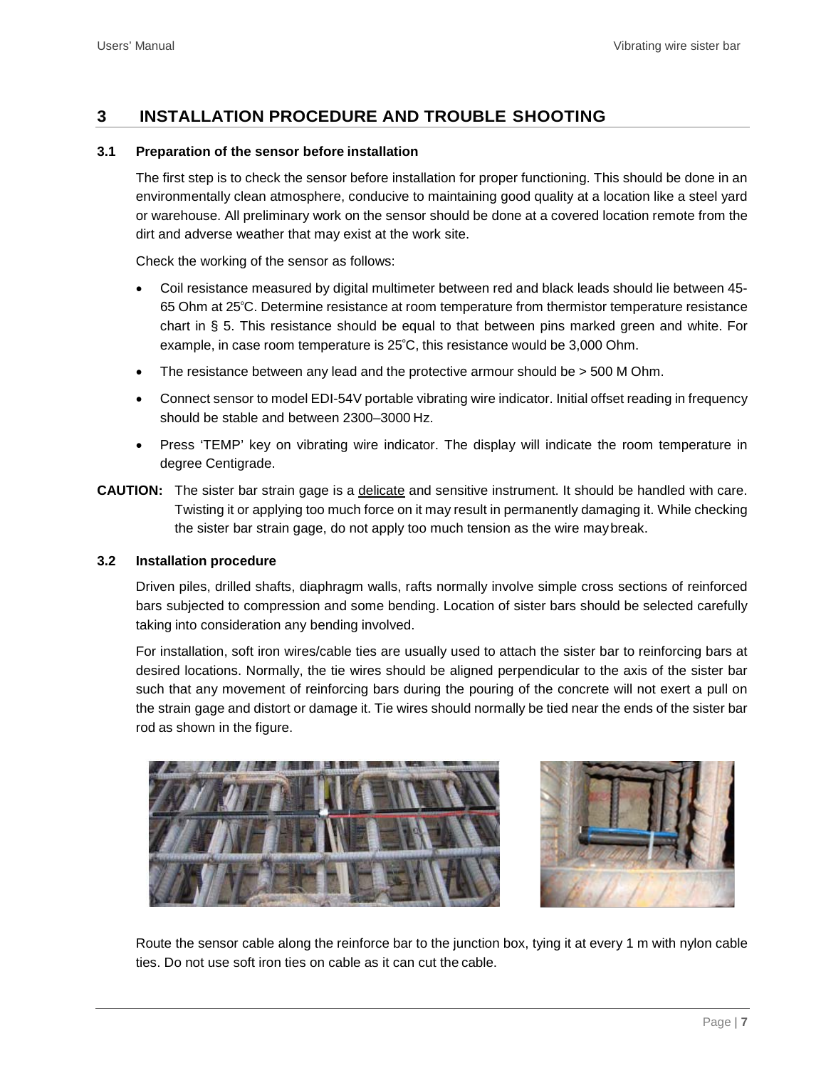## 3 INSTALLATION PROCEDURE AND TROUBLE SHOOTING

### 3.1 Preparation of the sensor before installation

The first step is to check the sensor before installation for proper functioning. This should be done in an environmentally clean atmosphere, conducive to maintaining good quality at a location like a steel yard or warehouse. All preliminary work on the sensor should be done at a covered location remote from the dirt and adverse weather that may exist at the work site.

Check the working of the sensor as follows:

- Coil resistance measured by digital multimeter between red and black leads should lie between 45-65 Ohm at 25°C. Determine resistance at room temperature from thermistor temperature resistance chart in § 5. This resistance should be equal to that between pins marked green and white. For example, in case room temperature is 25°C, this resistance would be 3,000 Ohm.
- The resistance between any lead and the protective armour should be > 500 M Ohm.
- Connect sensor to model EDI-54V portable vibrating wire indicator. Initial offset reading in frequency should be stable and between 2300–3000 Hz.
- Press 'TEMP' key on vibrating wire indicator. The display will indicate the room temperature in degree Centigrade.

**CAUTION:** The sister bar strain gage is a delicate and sensitive instrument. It should be handled with care. Twisting it or applying too much force on it may result in permanently damaging it. While checking the sister bar strain gage, do not apply too much tension as the wire may break.

### 3.2 Installation procedure

Driven piles, drilled shafts, diaphragm walls, rafts normally involve simple cross sections of reinforced bars subjected to compression and some bending. Location of sister bars should be selected carefully taking into consideration any bending involved.

For installation, soft iron wires/cable ties are usually used to attach the sister bar to reinforcing bars at desired locations. Normally, the tie wires should be aligned perpendicular to the axis of the sister bar such that any movement of reinforcing bars during the pouring of the concrete will not exert a pull on the strain gage and distort or damage it. Tie wires should normally be tied near the ends of the sister bar rod as shown in the figure.

Route the sensor cable along the reinforce bar to the junction box, tying it at every 1 m with nylon cable ties. Do not use soft iron ties on cable as it can cut the cable.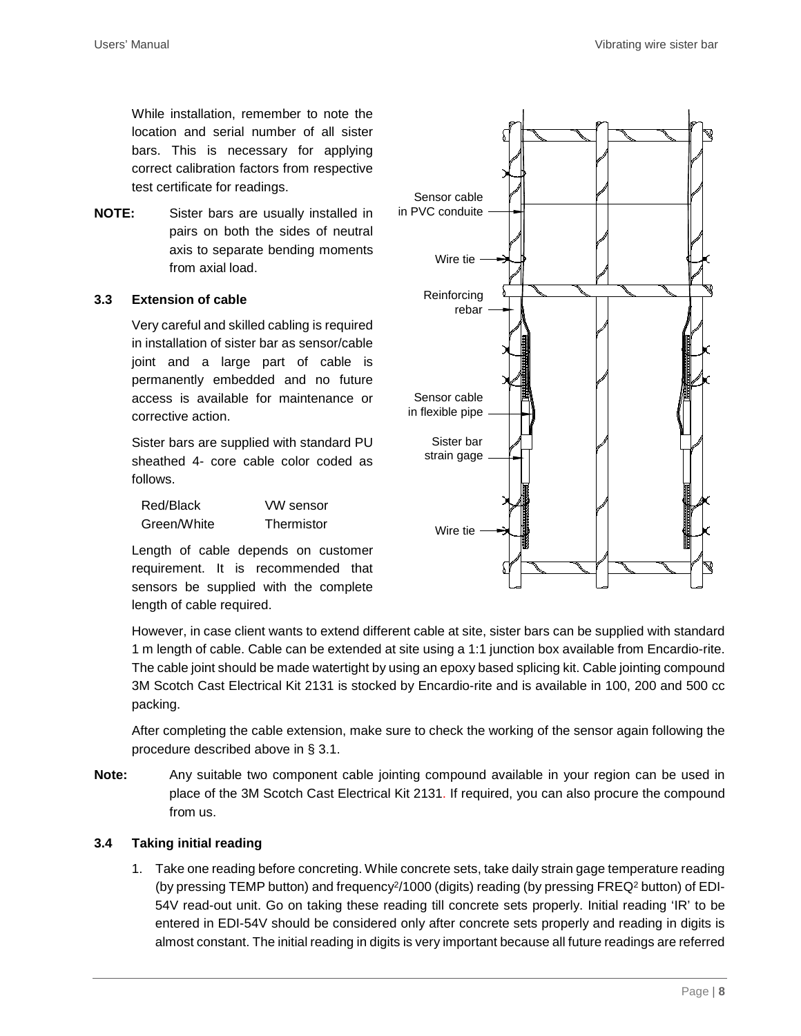While installation, remember to note the location and serial number of all sister bars. This is necessary for applying correct calibration factors from respective test certificate for readings.

**NOTE:** Sister bars are usually installed in pairs on both the sides of neutral axis to separate bending moments from axial load.

### 3.3 Extension of cable

Very careful and skilled cabling is required in installation of sister bar as sensor/cable joint and a large part of cable is permanently embedded and no future access is available for maintenance or corrective action.

Sister bars are supplied with standard PU sheathed 4- core cable color coded as follows.

| | |
|---|---|
| Red/Black | VW sensor |
| Green/White | Thermistor |

Length of cable depends on customer requirement. It is recommended that sensors be supplied with the complete length of cable required.

However, in case client wants to extend different cable at site, sister bars can be supplied with standard 1 m length of cable. Cable can be extended at site using a 1:1 junction box available from Encardio-rite. The cable joint should be made watertight by using an epoxy based splicing kit. Cable jointing compound 3M Scotch Cast Electrical Kit 2131 is stocked by Encardio-rite and is available in 100, 200 and 500 cc packing.

After completing the cable extension, make sure to check the working of the sensor again following the procedure described above in § 3.1.

**Note:** Any suitable two component cable jointing compound available in your region can be used in place of the 3M Scotch Cast Electrical Kit 2131. If required, you can also procure the compound from us.

### 3.4 Taking initial reading

1. Take one reading before concreting. While concrete sets, take daily strain gage temperature reading (by pressing TEMP button) and frequency$^2$/1000 (digits) reading (by pressing FREQ$^2$ button) of EDI-54V read-out unit. Go on taking these reading till concrete sets properly. Initial reading 'IR' to be entered in EDI-54V should be considered only after concrete sets properly and reading in digits is almost constant. The initial reading in digits is very important because all future readings are referred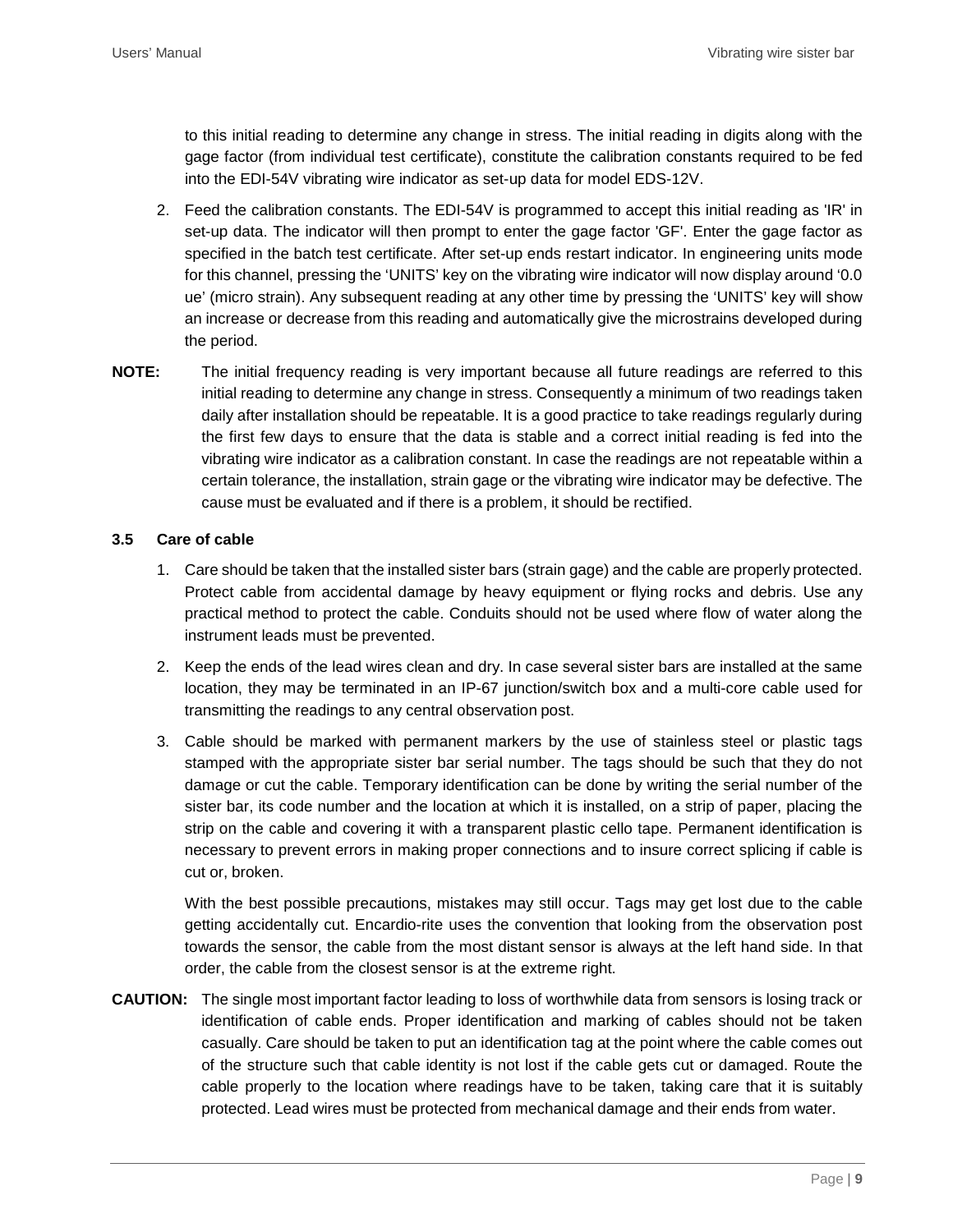to this initial reading to determine any change in stress. The initial reading in digits along with the gage factor (from individual test certificate), constitute the calibration constants required to be fed into the EDI-54V vibrating wire indicator as set-up data for model EDS-12V.

2. Feed the calibration constants. The EDI-54V is programmed to accept this initial reading as 'IR' in set-up data. The indicator will then prompt to enter the gage factor 'GF'. Enter the gage factor as specified in the batch test certificate. After set-up ends restart indicator. In engineering units mode for this channel, pressing the 'UNITS' key on the vibrating wire indicator will now display around '0.0 ue' (micro strain). Any subsequent reading at any other time by pressing the 'UNITS' key will show an increase or decrease from this reading and automatically give the microstrains developed during the period.

**NOTE:** The initial frequency reading is very important because all future readings are referred to this initial reading to determine any change in stress. Consequently a minimum of two readings taken daily after installation should be repeatable. It is a good practice to take readings regularly during the first few days to ensure that the data is stable and a correct initial reading is fed into the vibrating wire indicator as a calibration constant. In case the readings are not repeatable within a certain tolerance, the installation, strain gage or the vibrating wire indicator may be defective. The cause must be evaluated and if there is a problem, it should be rectified.

### 3.5 Care of cable

1. Care should be taken that the installed sister bars (strain gage) and the cable are properly protected. Protect cable from accidental damage by heavy equipment or flying rocks and debris. Use any practical method to protect the cable. Conduits should not be used where flow of water along the instrument leads must be prevented.

2. Keep the ends of the lead wires clean and dry. In case several sister bars are installed at the same location, they may be terminated in an IP-67 junction/switch box and a multi-core cable used for transmitting the readings to any central observation post.

3. Cable should be marked with permanent markers by the use of stainless steel or plastic tags stamped with the appropriate sister bar serial number. The tags should be such that they do not damage or cut the cable. Temporary identification can be done by writing the serial number of the sister bar, its code number and the location at which it is installed, on a strip of paper, placing the strip on the cable and covering it with a transparent plastic cello tape. Permanent identification is necessary to prevent errors in making proper connections and to insure correct splicing if cable is cut or, broken.

   With the best possible precautions, mistakes may still occur. Tags may get lost due to the cable getting accidentally cut. Encardio-rite uses the convention that looking from the observation post towards the sensor, the cable from the most distant sensor is always at the left hand side. In that order, the cable from the closest sensor is at the extreme right.

**CAUTION:** The single most important factor leading to loss of worthwhile data from sensors is losing track or identification of cable ends. Proper identification and marking of cables should not be taken casually. Care should be taken to put an identification tag at the point where the cable comes out of the structure such that cable identity is not lost if the cable gets cut or damaged. Route the cable properly to the location where readings have to be taken, taking care that it is suitably protected. Lead wires must be protected from mechanical damage and their ends from water.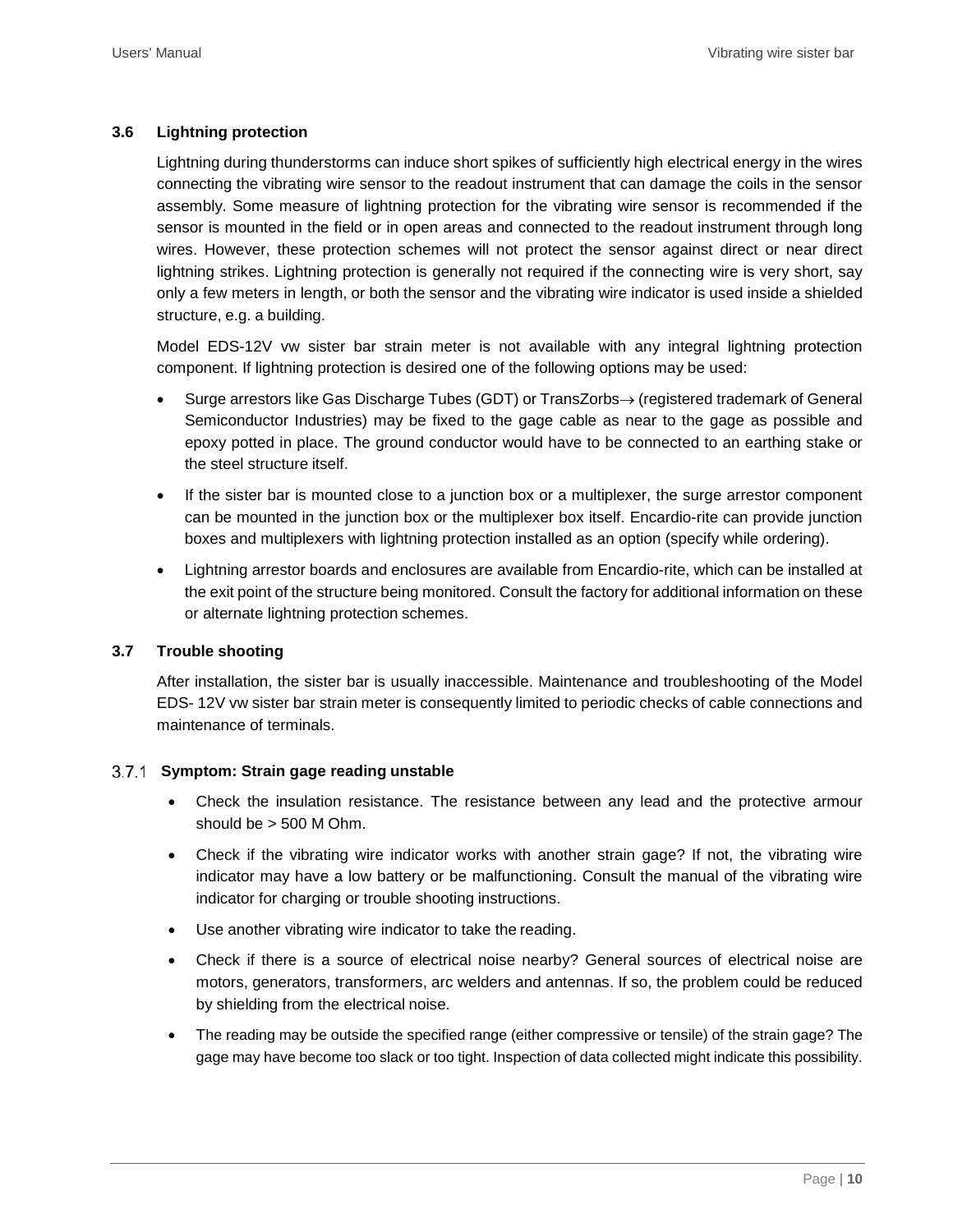## 3.6 Lightning protection

Lightning during thunderstorms can induce short spikes of sufficiently high electrical energy in the wires connecting the vibrating wire sensor to the readout instrument that can damage the coils in the sensor assembly. Some measure of lightning protection for the vibrating wire sensor is recommended if the sensor is mounted in the field or in open areas and connected to the readout instrument through long wires. However, these protection schemes will not protect the sensor against direct or near direct lightning strikes. Lightning protection is generally not required if the connecting wire is very short, say only a few meters in length, or both the sensor and the vibrating wire indicator is used inside a shielded structure, e.g. a building.

Model EDS-12V vw sister bar strain meter is not available with any integral lightning protection component. If lightning protection is desired one of the following options may be used:

- Surge arrestors like Gas Discharge Tubes (GDT) or TransZorbs→ (registered trademark of General Semiconductor Industries) may be fixed to the gage cable as near to the gage as possible and epoxy potted in place. The ground conductor would have to be connected to an earthing stake or the steel structure itself.
- If the sister bar is mounted close to a junction box or a multiplexer, the surge arrestor component can be mounted in the junction box or the multiplexer box itself. Encardio-rite can provide junction boxes and multiplexers with lightning protection installed as an option (specify while ordering).
- Lightning arrestor boards and enclosures are available from Encardio-rite, which can be installed at the exit point of the structure being monitored. Consult the factory for additional information on these or alternate lightning protection schemes.

## 3.7 Trouble shooting

After installation, the sister bar is usually inaccessible. Maintenance and troubleshooting of the Model EDS- 12V vw sister bar strain meter is consequently limited to periodic checks of cable connections and maintenance of terminals.

### 3.7.1 Symptom: Strain gage reading unstable

- Check the insulation resistance. The resistance between any lead and the protective armour should be > 500 M Ohm.
- Check if the vibrating wire indicator works with another strain gage? If not, the vibrating wire indicator may have a low battery or be malfunctioning. Consult the manual of the vibrating wire indicator for charging or trouble shooting instructions.
- Use another vibrating wire indicator to take the reading.
- Check if there is a source of electrical noise nearby? General sources of electrical noise are motors, generators, transformers, arc welders and antennas. If so, the problem could be reduced by shielding from the electrical noise.
- The reading may be outside the specified range (either compressive or tensile) of the strain gage? The gage may have become too slack or too tight. Inspection of data collected might indicate this possibility.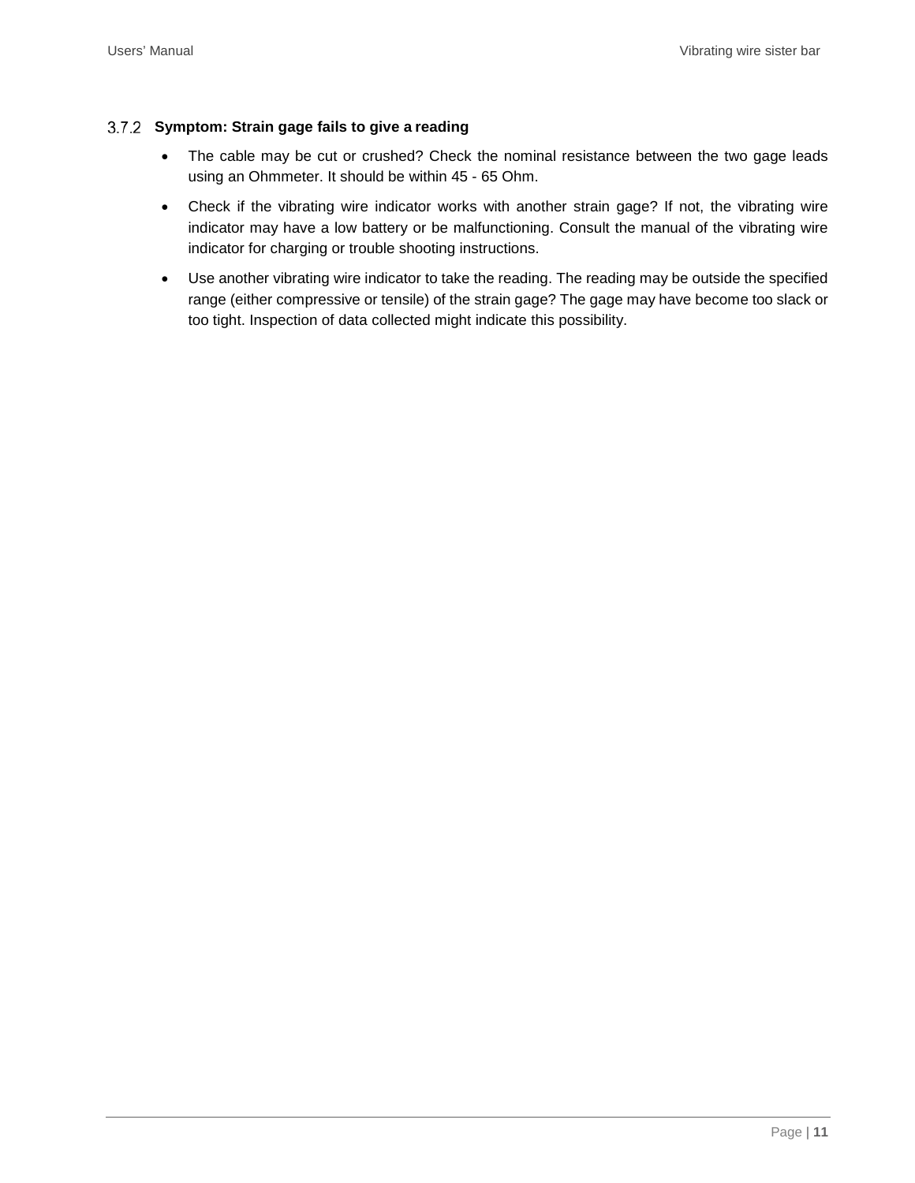### 3.7.2 Symptom: Strain gage fails to give a reading

- The cable may be cut or crushed? Check the nominal resistance between the two gage leads using an Ohmmeter. It should be within 45 - 65 Ohm.
- Check if the vibrating wire indicator works with another strain gage? If not, the vibrating wire indicator may have a low battery or be malfunctioning. Consult the manual of the vibrating wire indicator for charging or trouble shooting instructions.
- Use another vibrating wire indicator to take the reading. The reading may be outside the specified range (either compressive or tensile) of the strain gage? The gage may have become too slack or too tight. Inspection of data collected might indicate this possibility.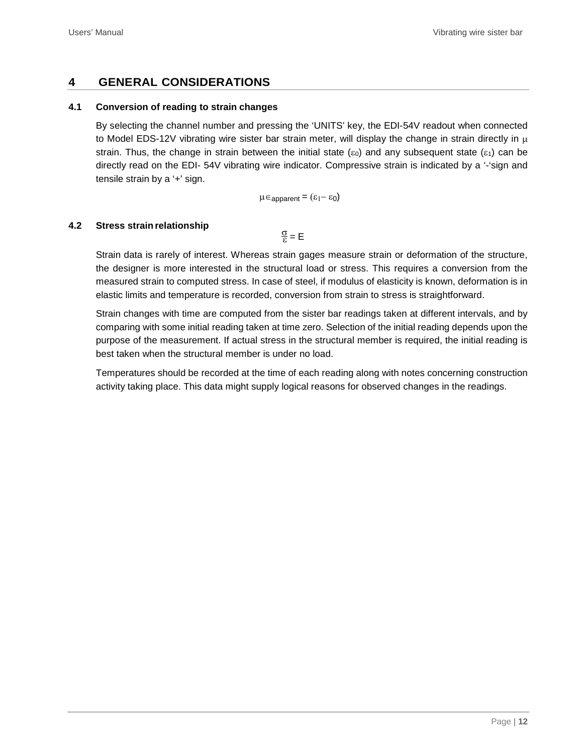# 4 GENERAL CONSIDERATIONS

## 4.1 Conversion of reading to strain changes

By selecting the channel number and pressing the 'UNITS' key, the EDI-54V readout when connected to Model EDS-12V vibrating wire sister bar strain meter, will display the change in strain directly in $\mu$ strain. Thus, the change in strain between the initial state ($\varepsilon_0$) and any subsequent state ($\varepsilon_1$) can be directly read on the EDI- 54V vibrating wire indicator. Compressive strain is indicated by a '-'sign and tensile strain by a '+' sign.

$$\mu\in_{apparent} = (\varepsilon_1 - \varepsilon_0)$$

## 4.2 Stress strain relationship

$$\frac{\sigma}{\varepsilon} = E$$

Strain data is rarely of interest. Whereas strain gages measure strain or deformation of the structure, the designer is more interested in the structural load or stress. This requires a conversion from the measured strain to computed stress. In case of steel, if modulus of elasticity is known, deformation is in elastic limits and temperature is recorded, conversion from strain to stress is straightforward.

Strain changes with time are computed from the sister bar readings taken at different intervals, and by comparing with some initial reading taken at time zero. Selection of the initial reading depends upon the purpose of the measurement. If actual stress in the structural member is required, the initial reading is best taken when the structural member is under no load.

Temperatures should be recorded at the time of each reading along with notes concerning construction activity taking place. This data might supply logical reasons for observed changes in the readings.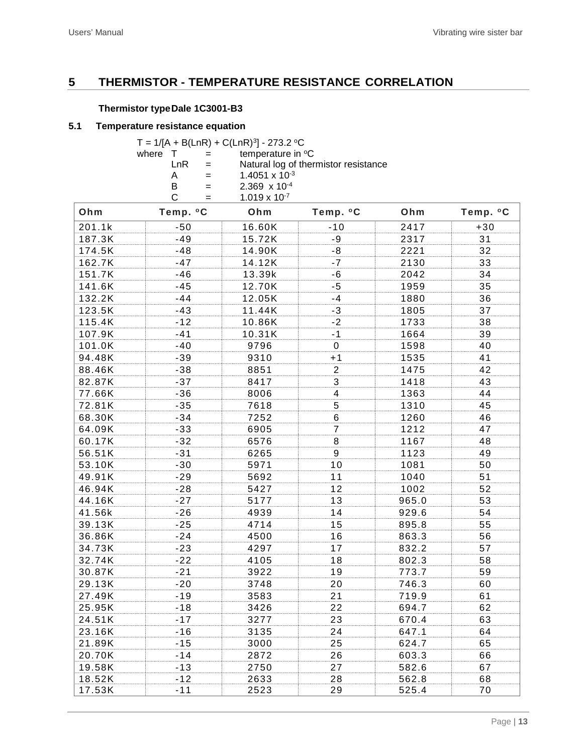# 5 THERMISTOR - TEMPERATURE RESISTANCE CORRELATION

**Thermistor type Dale 1C3001-B3**

## 5.1 Temperature resistance equation

$T = 1/[A + B(LnR) + C(LnR)^3] - 273.2\ ^oC$

where T = temperature in $^oC$

LnR = Natural log of thermistor resistance

A = $1.4051 \times 10^{-3}$

B = $2.369 \times 10^{-4}$

C = $1.019 \times 10^{-7}$

| Ohm | Temp. $^oC$ | Ohm | Temp. $^oC$ | Ohm | Temp. $^oC$ |
|---|---|---|---|---|---|
| 201.1k | -50 | 16.60K | -10 | 2417 | +30 |
| 187.3K | -49 | 15.72K | -9 | 2317 | 31 |
| 174.5K | -48 | 14.90K | -8 | 2221 | 32 |
| 162.7K | -47 | 14.12K | -7 | 2130 | 33 |
| 151.7K | -46 | 13.39k | -6 | 2042 | 34 |
| 141.6K | -45 | 12.70K | -5 | 1959 | 35 |
| 132.2K | -44 | 12.05K | -4 | 1880 | 36 |
| 123.5K | -43 | 11.44K | -3 | 1805 | 37 |
| 115.4K | -12 | 10.86K | -2 | 1733 | 38 |
| 107.9K | -41 | 10.31K | -1 | 1664 | 39 |
| 101.0K | -40 | 9796 | 0 | 1598 | 40 |
| 94.48K | -39 | 9310 | +1 | 1535 | 41 |
| 88.46K | -38 | 8851 | 2 | 1475 | 42 |
| 82.87K | -37 | 8417 | 3 | 1418 | 43 |
| 77.66K | -36 | 8006 | 4 | 1363 | 44 |
| 72.81K | -35 | 7618 | 5 | 1310 | 45 |
| 68.30K | -34 | 7252 | 6 | 1260 | 46 |
| 64.09K | -33 | 6905 | 7 | 1212 | 47 |
| 60.17K | -32 | 6576 | 8 | 1167 | 48 |
| 56.51K | -31 | 6265 | 9 | 1123 | 49 |
| 53.10K | -30 | 5971 | 10 | 1081 | 50 |
| 49.91K | -29 | 5692 | 11 | 1040 | 51 |
| 46.94K | -28 | 5427 | 12 | 1002 | 52 |
| 44.16K | -27 | 5177 | 13 | 965.0 | 53 |
| 41.56k | -26 | 4939 | 14 | 929.6 | 54 |
| 39.13K | -25 | 4714 | 15 | 895.8 | 55 |
| 36.86K | -24 | 4500 | 16 | 863.3 | 56 |
| 34.73K | -23 | 4297 | 17 | 832.2 | 57 |
| 32.74K | -22 | 4105 | 18 | 802.3 | 58 |
| 30.87K | -21 | 3922 | 19 | 773.7 | 59 |
| 29.13K | -20 | 3748 | 20 | 746.3 | 60 |
| 27.49K | -19 | 3583 | 21 | 719.9 | 61 |
| 25.95K | -18 | 3426 | 22 | 694.7 | 62 |
| 24.51K | -17 | 3277 | 23 | 670.4 | 63 |
| 23.16K | -16 | 3135 | 24 | 647.1 | 64 |
| 21.89K | -15 | 3000 | 25 | 624.7 | 65 |
| 20.70K | -14 | 2872 | 26 | 603.3 | 66 |
| 19.58K | -13 | 2750 | 27 | 582.6 | 67 |
| 18.52K | -12 | 2633 | 28 | 562.8 | 68 |
| 17.53K | -11 | 2523 | 29 | 525.4 | 70 |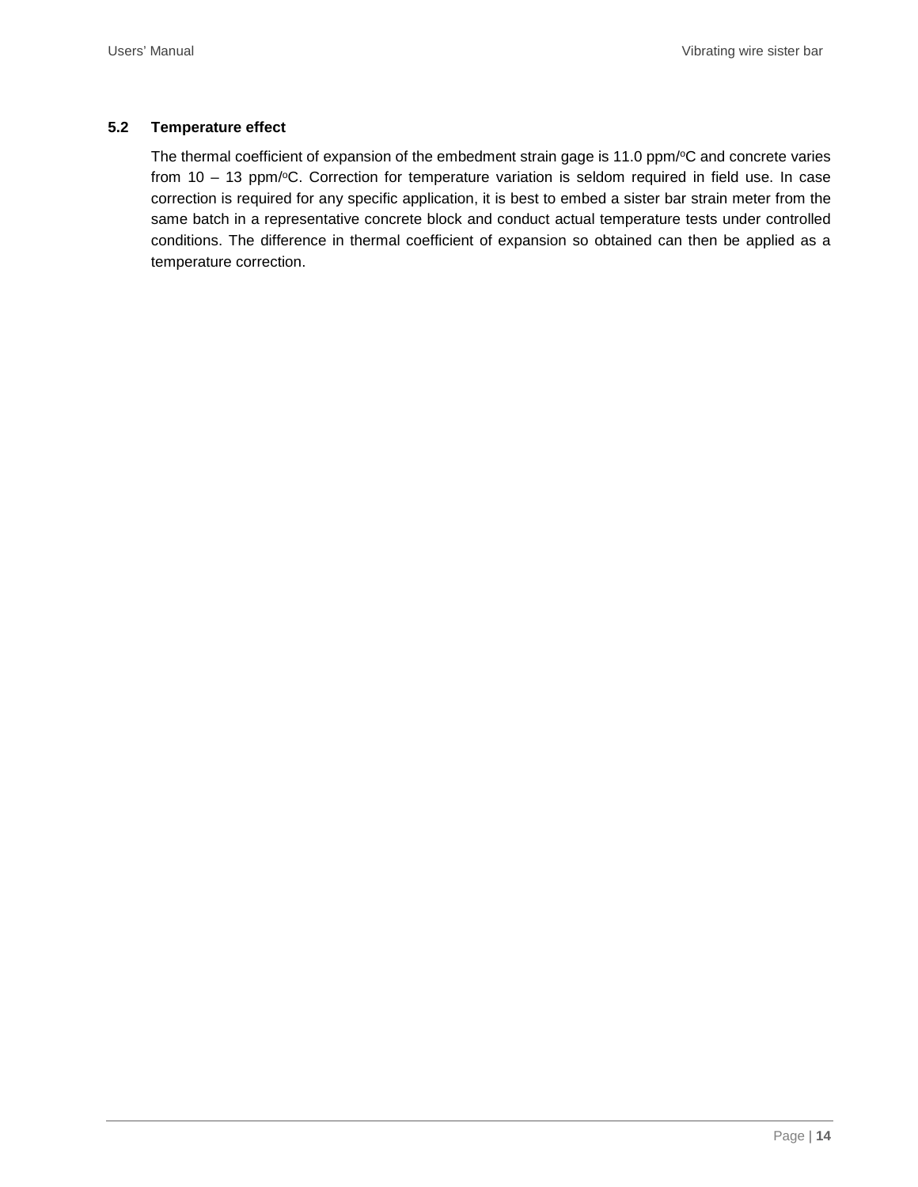### 5.2 Temperature effect

The thermal coefficient of expansion of the embedment strain gage is 11.0 ppm/°C and concrete varies from 10 – 13 ppm/°C. Correction for temperature variation is seldom required in field use. In case correction is required for any specific application, it is best to embed a sister bar strain meter from the same batch in a representative concrete block and conduct actual temperature tests under controlled conditions. The difference in thermal coefficient of expansion so obtained can then be applied as a temperature correction.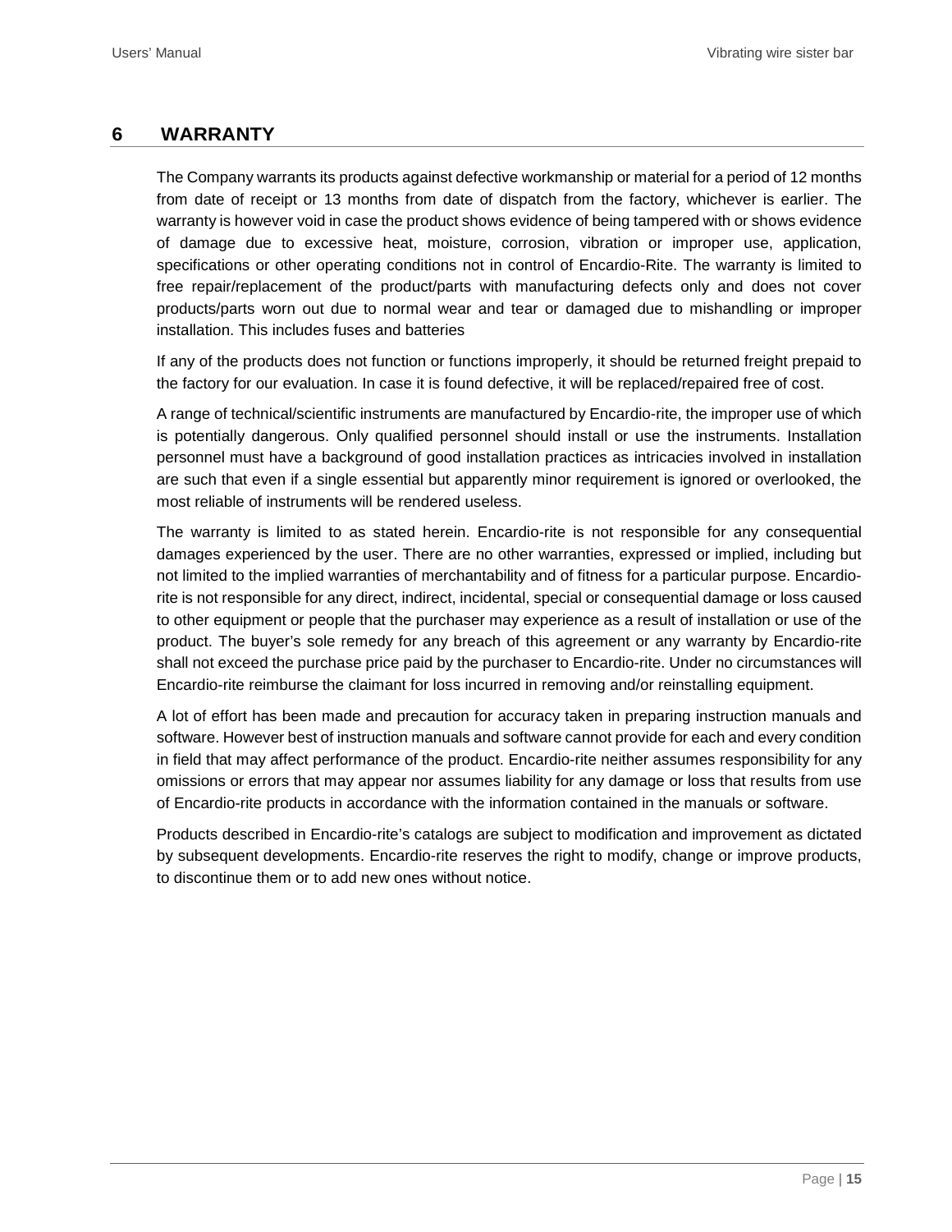# 6 WARRANTY

The Company warrants its products against defective workmanship or material for a period of 12 months from date of receipt or 13 months from date of dispatch from the factory, whichever is earlier. The warranty is however void in case the product shows evidence of being tampered with or shows evidence of damage due to excessive heat, moisture, corrosion, vibration or improper use, application, specifications or other operating conditions not in control of Encardio-Rite. The warranty is limited to free repair/replacement of the product/parts with manufacturing defects only and does not cover products/parts worn out due to normal wear and tear or damaged due to mishandling or improper installation. This includes fuses and batteries

If any of the products does not function or functions improperly, it should be returned freight prepaid to the factory for our evaluation. In case it is found defective, it will be replaced/repaired free of cost.

A range of technical/scientific instruments are manufactured by Encardio-rite, the improper use of which is potentially dangerous. Only qualified personnel should install or use the instruments. Installation personnel must have a background of good installation practices as intricacies involved in installation are such that even if a single essential but apparently minor requirement is ignored or overlooked, the most reliable of instruments will be rendered useless.

The warranty is limited to as stated herein. Encardio-rite is not responsible for any consequential damages experienced by the user. There are no other warranties, expressed or implied, including but not limited to the implied warranties of merchantability and of fitness for a particular purpose. Encardio-rite is not responsible for any direct, indirect, incidental, special or consequential damage or loss caused to other equipment or people that the purchaser may experience as a result of installation or use of the product. The buyer's sole remedy for any breach of this agreement or any warranty by Encardio-rite shall not exceed the purchase price paid by the purchaser to Encardio-rite. Under no circumstances will Encardio-rite reimburse the claimant for loss incurred in removing and/or reinstalling equipment.

A lot of effort has been made and precaution for accuracy taken in preparing instruction manuals and software. However best of instruction manuals and software cannot provide for each and every condition in field that may affect performance of the product. Encardio-rite neither assumes responsibility for any omissions or errors that may appear nor assumes liability for any damage or loss that results from use of Encardio-rite products in accordance with the information contained in the manuals or software.

Products described in Encardio-rite's catalogs are subject to modification and improvement as dictated by subsequent developments. Encardio-rite reserves the right to modify, change or improve products, to discontinue them or to add new ones without notice.